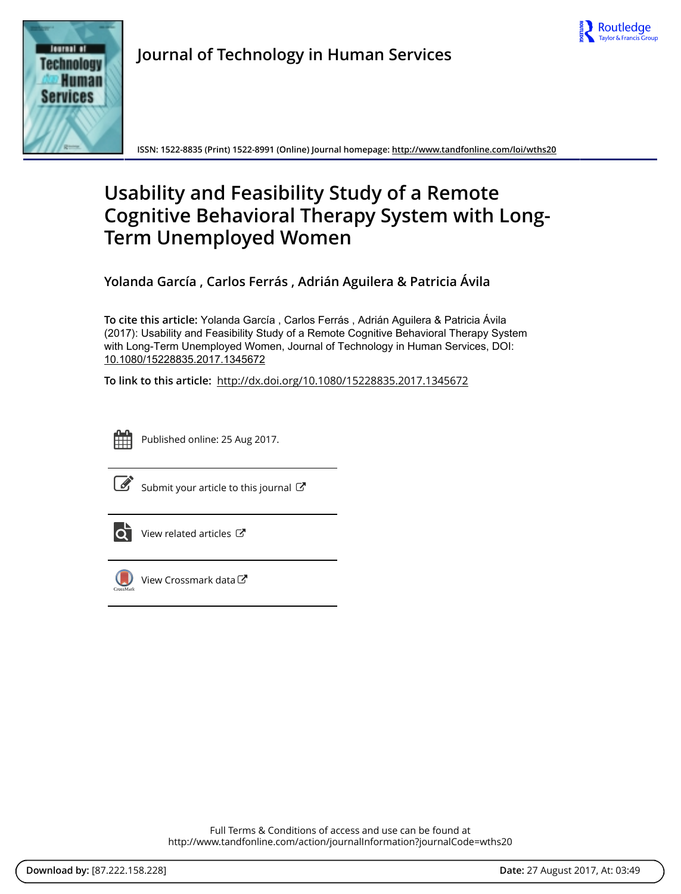Journal of Technology in Human Services

ISSN: 1522-8835 (Print) 1522-8991 (Online) Journal homepage: http://www.tandfonline.com/loi/wths20

# Usability and Feasibility Study of a Remote Cognitive Behavioral Therapy System with Long-Term Unemployed Women

Yolanda García , Carlos Ferrás , Adrián Aguilera & Patricia Ávila

**To cite this article:** Yolanda García , Carlos Ferrás , Adrián Aguilera & Patricia Ávila (2017): Usability and Feasibility Study of a Remote Cognitive Behavioral Therapy System with Long-Term Unemployed Women, Journal of Technology in Human Services, DOI: 10.1080/15228835.2017.1345672

**To link to this article:** http://dx.doi.org/10.1080/15228835.2017.1345672

Published online: 25 Aug 2017.

Submit your article to this journal

View related articles

View Crossmark data

Full Terms & Conditions of access and use can be found at
http://www.tandfonline.com/action/journalInformation?journalCode=wths20

**Download by:** [87.222.158.228] **Date:** 27 August 2017, At: 03:49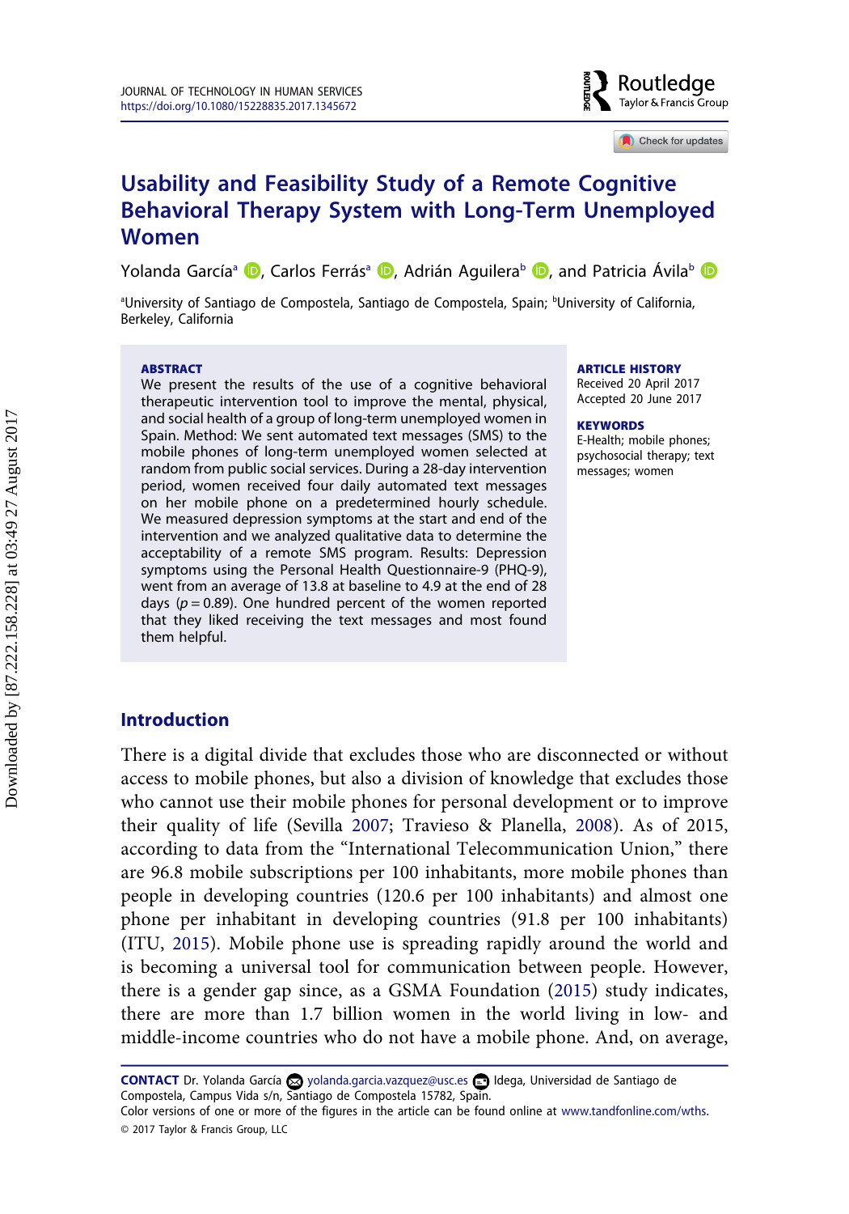# Usability and Feasibility Study of a Remote Cognitive Behavioral Therapy System with Long-Term Unemployed Women

Yolanda García[a], Carlos Ferrás[a], Adrián Aguilera[b], and Patricia Ávila[b]

[a]University of Santiago de Compostela, Santiago de Compostela, Spain; [b]University of California, Berkeley, California

**ABSTRACT**

We present the results of the use of a cognitive behavioral therapeutic intervention tool to improve the mental, physical, and social health of a group of long-term unemployed women in Spain. Method: We sent automated text messages (SMS) to the mobile phones of long-term unemployed women selected at random from public social services. During a 28-day intervention period, women received four daily automated text messages on her mobile phone on a predetermined hourly schedule. We measured depression symptoms at the start and end of the intervention and we analyzed qualitative data to determine the acceptability of a remote SMS program. Results: Depression symptoms using the Personal Health Questionnaire-9 (PHQ-9), went from an average of 13.8 at baseline to 4.9 at the end of 28 days ($p = 0.89$). One hundred percent of the women reported that they liked receiving the text messages and most found them helpful.

**ARTICLE HISTORY**
Received 20 April 2017
Accepted 20 June 2017

**KEYWORDS**
E-Health; mobile phones; psychosocial therapy; text messages; women

## Introduction

There is a digital divide that excludes those who are disconnected or without access to mobile phones, but also a division of knowledge that excludes those who cannot use their mobile phones for personal development or to improve their quality of life (Sevilla 2007; Travieso & Planella, 2008). As of 2015, according to data from the "International Telecommunication Union," there are 96.8 mobile subscriptions per 100 inhabitants, more mobile phones than people in developing countries (120.6 per 100 inhabitants) and almost one phone per inhabitant in developing countries (91.8 per 100 inhabitants) (ITU, 2015). Mobile phone use is spreading rapidly around the world and is becoming a universal tool for communication between people. However, there is a gender gap since, as a GSMA Foundation (2015) study indicates, there are more than 1.7 billion women in the world living in low- and middle-income countries who do not have a mobile phone. And, on average,

**CONTACT** Dr. Yolanda García yolanda.garcia.vazquez@usc.es Idega, Universidad de Santiago de Compostela, Campus Vida s/n, Santiago de Compostela 15782, Spain.
Color versions of one or more of the figures in the article can be found online at www.tandfonline.com/wths.
© 2017 Taylor & Francis Group, LLC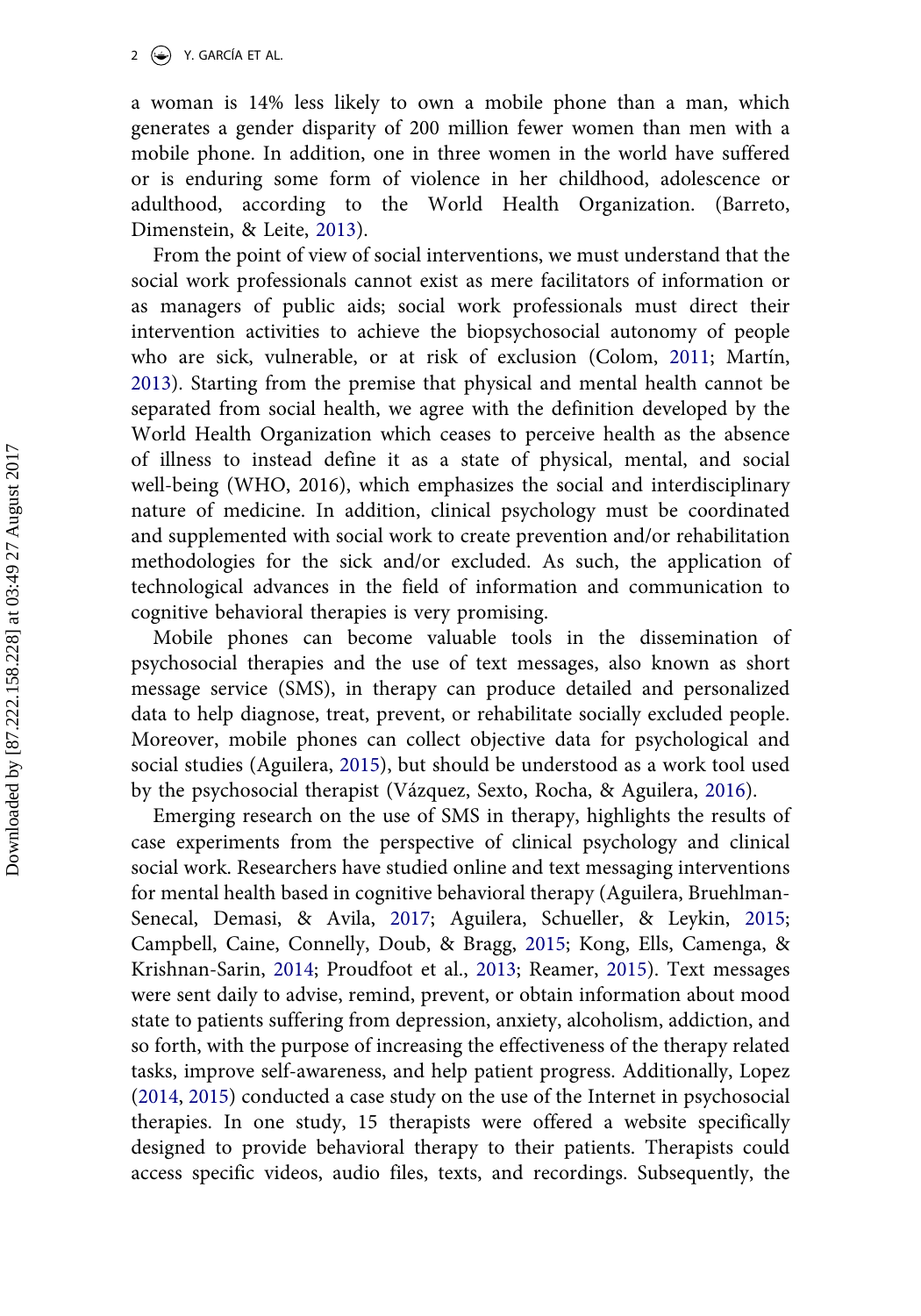a woman is 14% less likely to own a mobile phone than a man, which generates a gender disparity of 200 million fewer women than men with a mobile phone. In addition, one in three women in the world have suffered or is enduring some form of violence in her childhood, adolescence or adulthood, according to the World Health Organization. (Barreto, Dimenstein, & Leite, 2013).

From the point of view of social interventions, we must understand that the social work professionals cannot exist as mere facilitators of information or as managers of public aids; social work professionals must direct their intervention activities to achieve the biopsychosocial autonomy of people who are sick, vulnerable, or at risk of exclusion (Colom, 2011; Martín, 2013). Starting from the premise that physical and mental health cannot be separated from social health, we agree with the definition developed by the World Health Organization which ceases to perceive health as the absence of illness to instead define it as a state of physical, mental, and social well-being (WHO, 2016), which emphasizes the social and interdisciplinary nature of medicine. In addition, clinical psychology must be coordinated and supplemented with social work to create prevention and/or rehabilitation methodologies for the sick and/or excluded. As such, the application of technological advances in the field of information and communication to cognitive behavioral therapies is very promising.

Mobile phones can become valuable tools in the dissemination of psychosocial therapies and the use of text messages, also known as short message service (SMS), in therapy can produce detailed and personalized data to help diagnose, treat, prevent, or rehabilitate socially excluded people. Moreover, mobile phones can collect objective data for psychological and social studies (Aguilera, 2015), but should be understood as a work tool used by the psychosocial therapist (Vázquez, Sexto, Rocha, & Aguilera, 2016).

Emerging research on the use of SMS in therapy, highlights the results of case experiments from the perspective of clinical psychology and clinical social work. Researchers have studied online and text messaging interventions for mental health based in cognitive behavioral therapy (Aguilera, Bruehlman-Senecal, Demasi, & Avila, 2017; Aguilera, Schueller, & Leykin, 2015; Campbell, Caine, Connelly, Doub, & Bragg, 2015; Kong, Ells, Camenga, & Krishnan-Sarin, 2014; Proudfoot et al., 2013; Reamer, 2015). Text messages were sent daily to advise, remind, prevent, or obtain information about mood state to patients suffering from depression, anxiety, alcoholism, addiction, and so forth, with the purpose of increasing the effectiveness of the therapy related tasks, improve self-awareness, and help patient progress. Additionally, Lopez (2014, 2015) conducted a case study on the use of the Internet in psychosocial therapies. In one study, 15 therapists were offered a website specifically designed to provide behavioral therapy to their patients. Therapists could access specific videos, audio files, texts, and recordings. Subsequently, the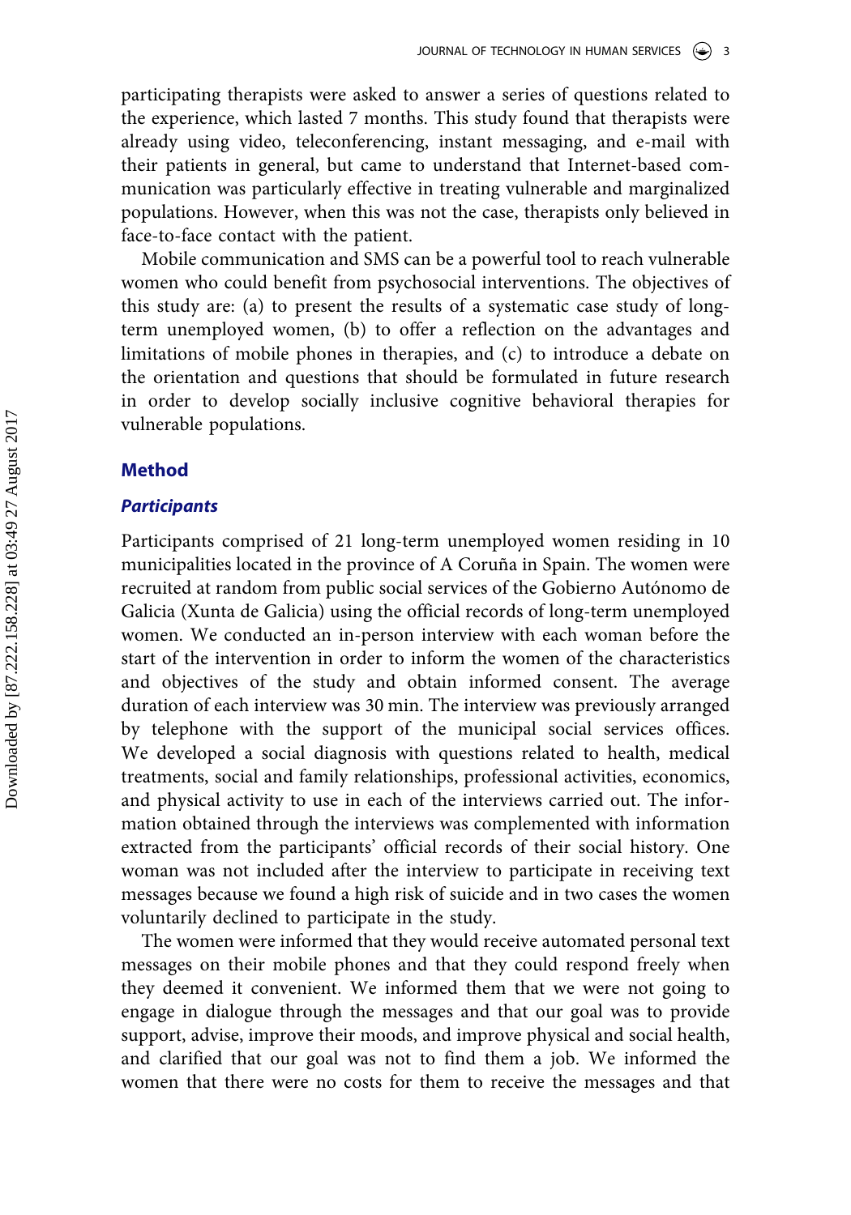participating therapists were asked to answer a series of questions related to the experience, which lasted 7 months. This study found that therapists were already using video, teleconferencing, instant messaging, and e-mail with their patients in general, but came to understand that Internet-based communication was particularly effective in treating vulnerable and marginalized populations. However, when this was not the case, therapists only believed in face-to-face contact with the patient.

Mobile communication and SMS can be a powerful tool to reach vulnerable women who could benefit from psychosocial interventions. The objectives of this study are: (a) to present the results of a systematic case study of long-term unemployed women, (b) to offer a reflection on the advantages and limitations of mobile phones in therapies, and (c) to introduce a debate on the orientation and questions that should be formulated in future research in order to develop socially inclusive cognitive behavioral therapies for vulnerable populations.

## Method

### *Participants*

Participants comprised of 21 long-term unemployed women residing in 10 municipalities located in the province of A Coruña in Spain. The women were recruited at random from public social services of the Gobierno Autónomo de Galicia (Xunta de Galicia) using the official records of long-term unemployed women. We conducted an in-person interview with each woman before the start of the intervention in order to inform the women of the characteristics and objectives of the study and obtain informed consent. The average duration of each interview was 30 min. The interview was previously arranged by telephone with the support of the municipal social services offices. We developed a social diagnosis with questions related to health, medical treatments, social and family relationships, professional activities, economics, and physical activity to use in each of the interviews carried out. The information obtained through the interviews was complemented with information extracted from the participants' official records of their social history. One woman was not included after the interview to participate in receiving text messages because we found a high risk of suicide and in two cases the women voluntarily declined to participate in the study.

The women were informed that they would receive automated personal text messages on their mobile phones and that they could respond freely when they deemed it convenient. We informed them that we were not going to engage in dialogue through the messages and that our goal was to provide support, advise, improve their moods, and improve physical and social health, and clarified that our goal was not to find them a job. We informed the women that there were no costs for them to receive the messages and that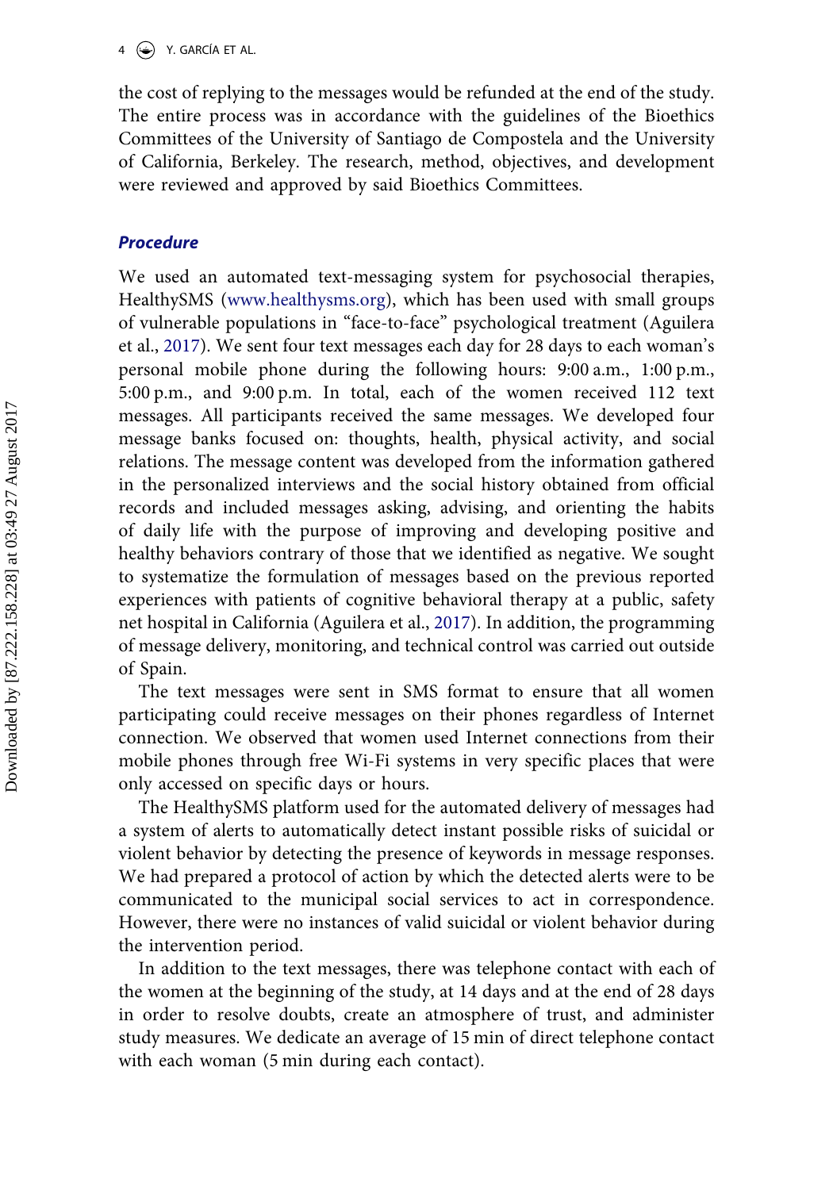the cost of replying to the messages would be refunded at the end of the study. The entire process was in accordance with the guidelines of the Bioethics Committees of the University of Santiago de Compostela and the University of California, Berkeley. The research, method, objectives, and development were reviewed and approved by said Bioethics Committees.

### *Procedure*

We used an automated text-messaging system for psychosocial therapies, HealthySMS (www.healthysms.org), which has been used with small groups of vulnerable populations in "face-to-face" psychological treatment (Aguilera et al., 2017). We sent four text messages each day for 28 days to each woman's personal mobile phone during the following hours: 9:00 a.m., 1:00 p.m., 5:00 p.m., and 9:00 p.m. In total, each of the women received 112 text messages. All participants received the same messages. We developed four message banks focused on: thoughts, health, physical activity, and social relations. The message content was developed from the information gathered in the personalized interviews and the social history obtained from official records and included messages asking, advising, and orienting the habits of daily life with the purpose of improving and developing positive and healthy behaviors contrary of those that we identified as negative. We sought to systematize the formulation of messages based on the previous reported experiences with patients of cognitive behavioral therapy at a public, safety net hospital in California (Aguilera et al., 2017). In addition, the programming of message delivery, monitoring, and technical control was carried out outside of Spain.

The text messages were sent in SMS format to ensure that all women participating could receive messages on their phones regardless of Internet connection. We observed that women used Internet connections from their mobile phones through free Wi-Fi systems in very specific places that were only accessed on specific days or hours.

The HealthySMS platform used for the automated delivery of messages had a system of alerts to automatically detect instant possible risks of suicidal or violent behavior by detecting the presence of keywords in message responses. We had prepared a protocol of action by which the detected alerts were to be communicated to the municipal social services to act in correspondence. However, there were no instances of valid suicidal or violent behavior during the intervention period.

In addition to the text messages, there was telephone contact with each of the women at the beginning of the study, at 14 days and at the end of 28 days in order to resolve doubts, create an atmosphere of trust, and administer study measures. We dedicate an average of 15 min of direct telephone contact with each woman (5 min during each contact).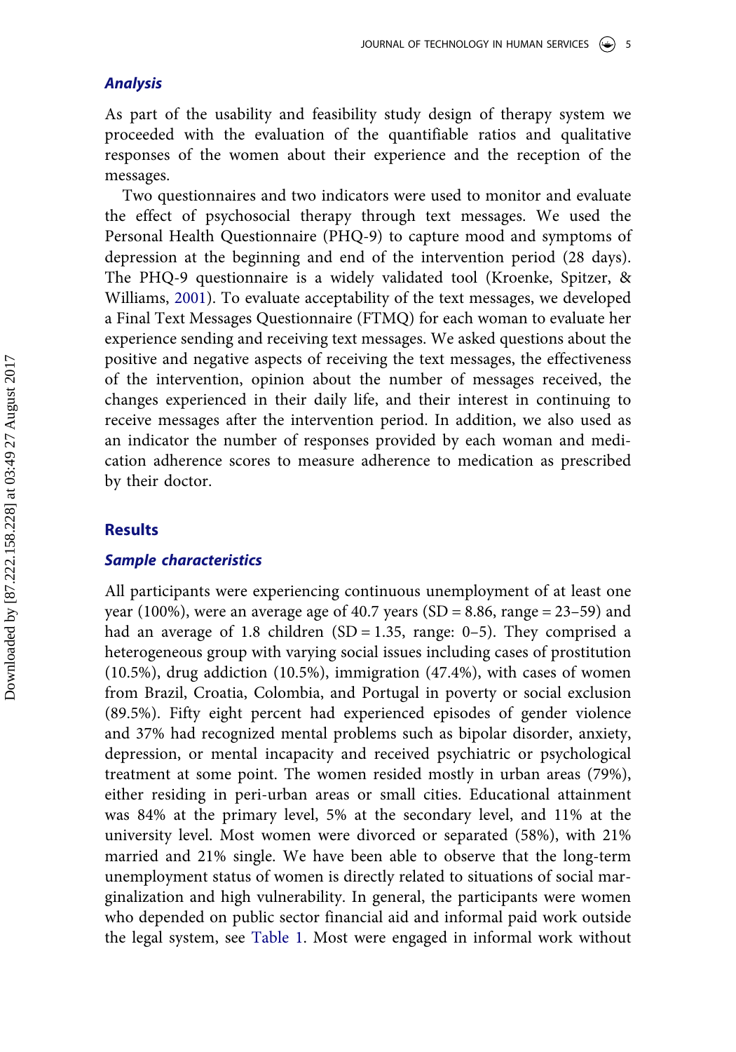### *Analysis*

As part of the usability and feasibility study design of therapy system we proceeded with the evaluation of the quantifiable ratios and qualitative responses of the women about their experience and the reception of the messages.

Two questionnaires and two indicators were used to monitor and evaluate the effect of psychosocial therapy through text messages. We used the Personal Health Questionnaire (PHQ-9) to capture mood and symptoms of depression at the beginning and end of the intervention period (28 days). The PHQ-9 questionnaire is a widely validated tool (Kroenke, Spitzer, & Williams, 2001). To evaluate acceptability of the text messages, we developed a Final Text Messages Questionnaire (FTMQ) for each woman to evaluate her experience sending and receiving text messages. We asked questions about the positive and negative aspects of receiving the text messages, the effectiveness of the intervention, opinion about the number of messages received, the changes experienced in their daily life, and their interest in continuing to receive messages after the intervention period. In addition, we also used as an indicator the number of responses provided by each woman and medication adherence scores to measure adherence to medication as prescribed by their doctor.

## Results

### *Sample characteristics*

All participants were experiencing continuous unemployment of at least one year (100%), were an average age of 40.7 years (SD = 8.86, range = 23–59) and had an average of 1.8 children (SD = 1.35, range: 0–5). They comprised a heterogeneous group with varying social issues including cases of prostitution (10.5%), drug addiction (10.5%), immigration (47.4%), with cases of women from Brazil, Croatia, Colombia, and Portugal in poverty or social exclusion (89.5%). Fifty eight percent had experienced episodes of gender violence and 37% had recognized mental problems such as bipolar disorder, anxiety, depression, or mental incapacity and received psychiatric or psychological treatment at some point. The women resided mostly in urban areas (79%), either residing in peri-urban areas or small cities. Educational attainment was 84% at the primary level, 5% at the secondary level, and 11% at the university level. Most women were divorced or separated (58%), with 21% married and 21% single. We have been able to observe that the long-term unemployment status of women is directly related to situations of social marginalization and high vulnerability. In general, the participants were women who depended on public sector financial aid and informal paid work outside the legal system, see Table 1. Most were engaged in informal work without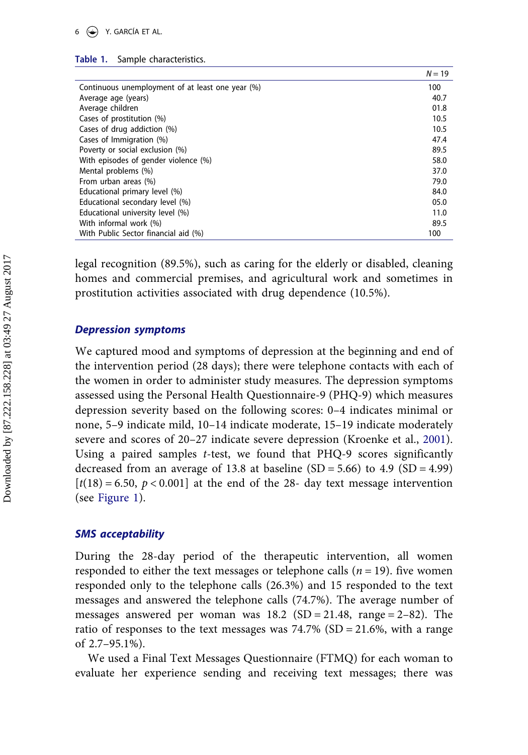Table 1. Sample characteristics.

| | N = 19 |
|---|---|
| Continuous unemployment of at least one year (%) | 100 |
| Average age (years) | 40.7 |
| Average children | 01.8 |
| Cases of prostitution (%) | 10.5 |
| Cases of drug addiction (%) | 10.5 |
| Cases of Immigration (%) | 47.4 |
| Poverty or social exclusion (%) | 89.5 |
| With episodes of gender violence (%) | 58.0 |
| Mental problems (%) | 37.0 |
| From urban areas (%) | 79.0 |
| Educational primary level (%) | 84.0 |
| Educational secondary level (%) | 05.0 |
| Educational university level (%) | 11.0 |
| With informal work (%) | 89.5 |
| With Public Sector financial aid (%) | 100 |

legal recognition (89.5%), such as caring for the elderly or disabled, cleaning homes and commercial premises, and agricultural work and sometimes in prostitution activities associated with drug dependence (10.5%).

### *Depression symptoms*

We captured mood and symptoms of depression at the beginning and end of the intervention period (28 days); there were telephone contacts with each of the women in order to administer study measures. The depression symptoms assessed using the Personal Health Questionnaire-9 (PHQ-9) which measures depression severity based on the following scores: 0–4 indicates minimal or none, 5–9 indicate mild, 10–14 indicate moderate, 15–19 indicate moderately severe and scores of 20–27 indicate severe depression (Kroenke et al., 2001). Using a paired samples *t*-test, we found that PHQ-9 scores significantly decreased from an average of 13.8 at baseline (SD = 5.66) to 4.9 (SD = 4.99) [$t(18) = 6.50$, $p < 0.001$] at the end of the 28- day text message intervention (see Figure 1).

### *SMS acceptability*

During the 28-day period of the therapeutic intervention, all women responded to either the text messages or telephone calls ($n = 19$). five women responded only to the telephone calls (26.3%) and 15 responded to the text messages and answered the telephone calls (74.7%). The average number of messages answered per woman was 18.2 (SD = 21.48, range = 2–82). The ratio of responses to the text messages was 74.7% (SD = 21.6%, with a range of 2.7–95.1%).

We used a Final Text Messages Questionnaire (FTMQ) for each woman to evaluate her experience sending and receiving text messages; there was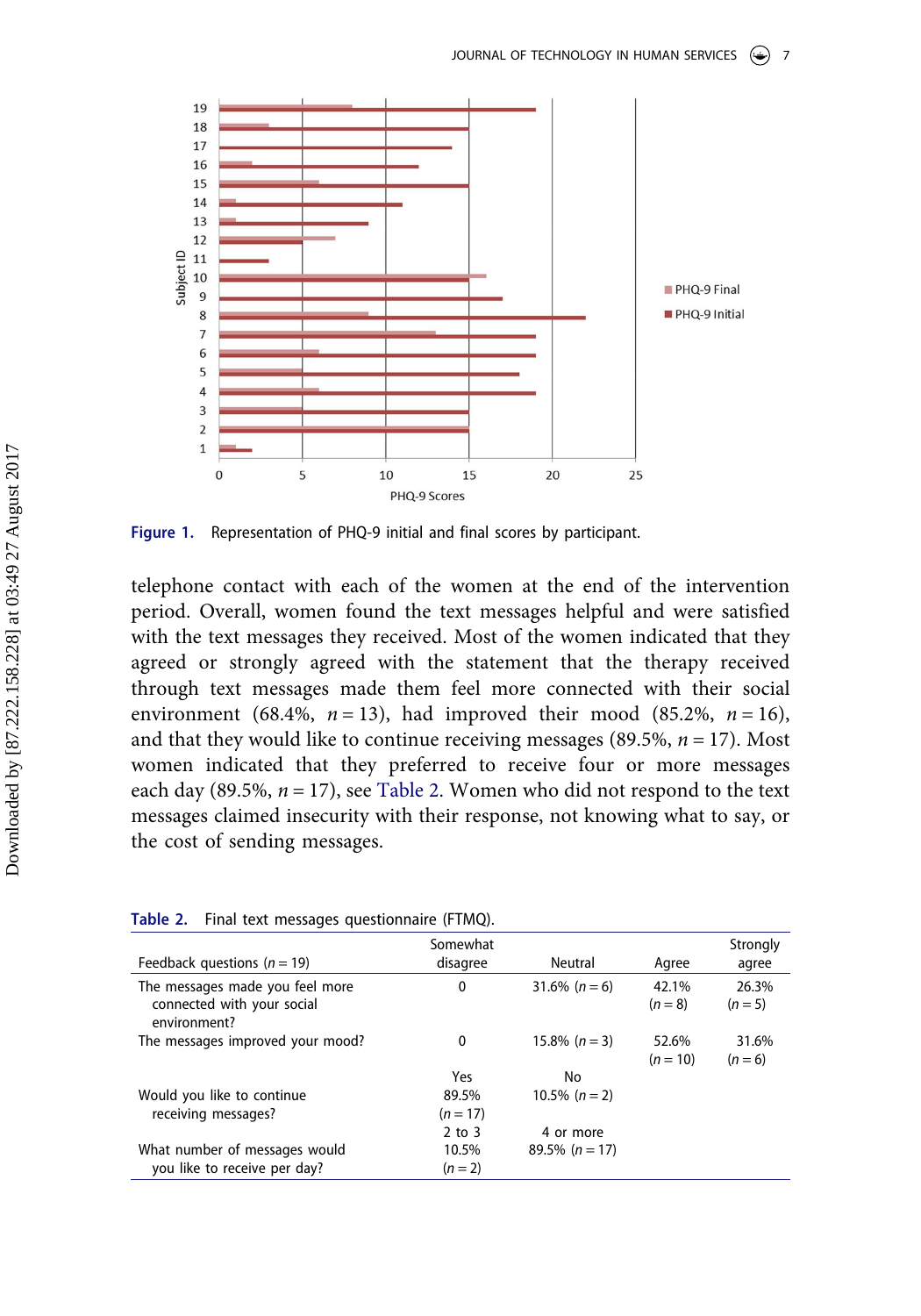Figure 1. Representation of PHQ-9 initial and final scores by participant.

telephone contact with each of the women at the end of the intervention period. Overall, women found the text messages helpful and were satisfied with the text messages they received. Most of the women indicated that they agreed or strongly agreed with the statement that the therapy received through text messages made them feel more connected with their social environment (68.4%, $n = 13$), had improved their mood (85.2%, $n = 16$), and that they would like to continue receiving messages (89.5%, $n = 17$). Most women indicated that they preferred to receive four or more messages each day (89.5%, $n = 17$), see Table 2. Women who did not respond to the text messages claimed insecurity with their response, not knowing what to say, or the cost of sending messages.

Table 2. Final text messages questionnaire (FTMQ).

| Feedback questions ($n = 19$) | Somewhat disagree | Neutral | Agree | Strongly agree |
|---|---|---|---|---|
| The messages made you feel more connected with your social environment? | 0 | 31.6% ($n = 6$) | 42.1% ($n = 8$) | 26.3% ($n = 5$) |
| The messages improved your mood? | 0 | 15.8% ($n = 3$) | 52.6% ($n = 10$) | 31.6% ($n = 6$) |
| | Yes | No | | |
| Would you like to continue receiving messages? | 89.5% ($n = 17$) | 10.5% ($n = 2$) | | |
| | 2 to 3 | 4 or more | | |
| What number of messages would you like to receive per day? | 10.5% ($n = 2$) | 89.5% ($n = 17$) | | |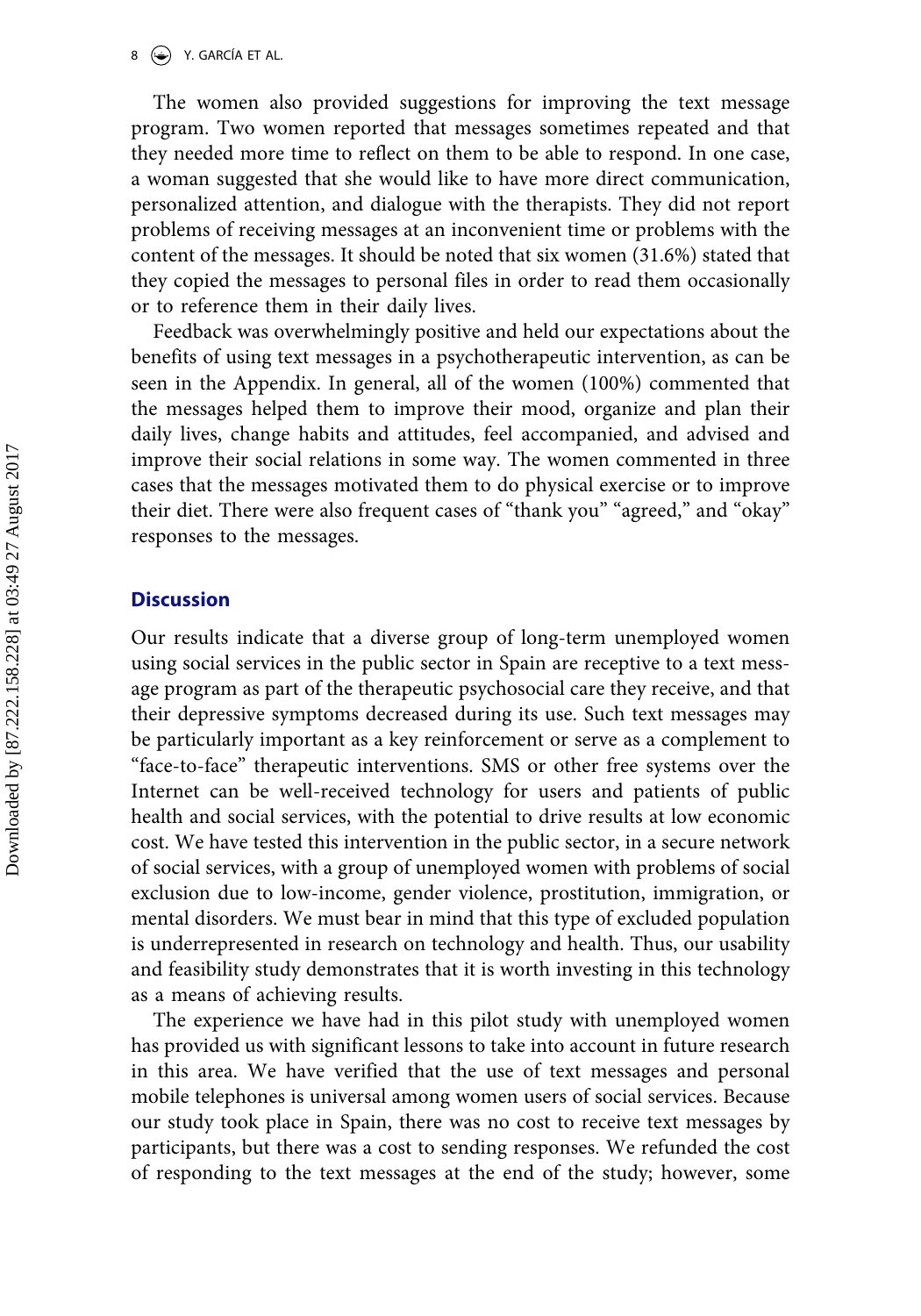The women also provided suggestions for improving the text message program. Two women reported that messages sometimes repeated and that they needed more time to reflect on them to be able to respond. In one case, a woman suggested that she would like to have more direct communication, personalized attention, and dialogue with the therapists. They did not report problems of receiving messages at an inconvenient time or problems with the content of the messages. It should be noted that six women (31.6%) stated that they copied the messages to personal files in order to read them occasionally or to reference them in their daily lives.

Feedback was overwhelmingly positive and held our expectations about the benefits of using text messages in a psychotherapeutic intervention, as can be seen in the Appendix. In general, all of the women (100%) commented that the messages helped them to improve their mood, organize and plan their daily lives, change habits and attitudes, feel accompanied, and advised and improve their social relations in some way. The women commented in three cases that the messages motivated them to do physical exercise or to improve their diet. There were also frequent cases of "thank you" "agreed," and "okay" responses to the messages.

## Discussion

Our results indicate that a diverse group of long-term unemployed women using social services in the public sector in Spain are receptive to a text message program as part of the therapeutic psychosocial care they receive, and that their depressive symptoms decreased during its use. Such text messages may be particularly important as a key reinforcement or serve as a complement to "face-to-face" therapeutic interventions. SMS or other free systems over the Internet can be well-received technology for users and patients of public health and social services, with the potential to drive results at low economic cost. We have tested this intervention in the public sector, in a secure network of social services, with a group of unemployed women with problems of social exclusion due to low-income, gender violence, prostitution, immigration, or mental disorders. We must bear in mind that this type of excluded population is underrepresented in research on technology and health. Thus, our usability and feasibility study demonstrates that it is worth investing in this technology as a means of achieving results.

The experience we have had in this pilot study with unemployed women has provided us with significant lessons to take into account in future research in this area. We have verified that the use of text messages and personal mobile telephones is universal among women users of social services. Because our study took place in Spain, there was no cost to receive text messages by participants, but there was a cost to sending responses. We refunded the cost of responding to the text messages at the end of the study; however, some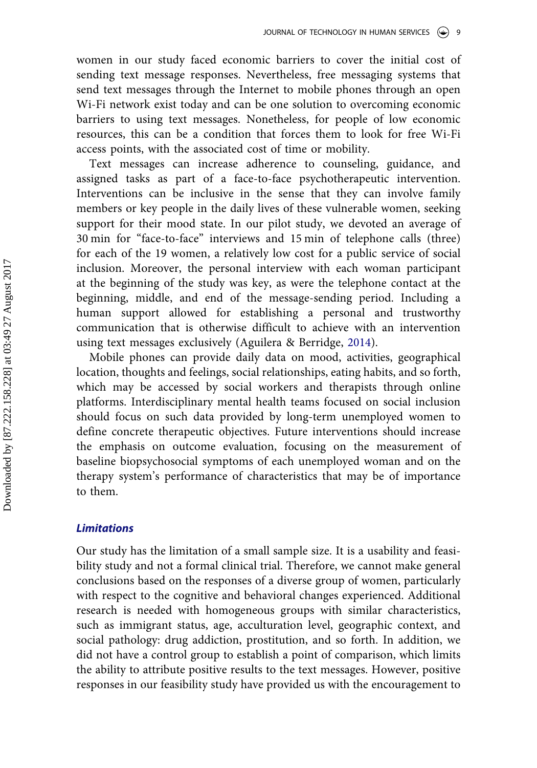women in our study faced economic barriers to cover the initial cost of sending text message responses. Nevertheless, free messaging systems that send text messages through the Internet to mobile phones through an open Wi-Fi network exist today and can be one solution to overcoming economic barriers to using text messages. Nonetheless, for people of low economic resources, this can be a condition that forces them to look for free Wi-Fi access points, with the associated cost of time or mobility.

Text messages can increase adherence to counseling, guidance, and assigned tasks as part of a face-to-face psychotherapeutic intervention. Interventions can be inclusive in the sense that they can involve family members or key people in the daily lives of these vulnerable women, seeking support for their mood state. In our pilot study, we devoted an average of 30 min for "face-to-face" interviews and 15 min of telephone calls (three) for each of the 19 women, a relatively low cost for a public service of social inclusion. Moreover, the personal interview with each woman participant at the beginning of the study was key, as were the telephone contact at the beginning, middle, and end of the message-sending period. Including a human support allowed for establishing a personal and trustworthy communication that is otherwise difficult to achieve with an intervention using text messages exclusively (Aguilera & Berridge, 2014).

Mobile phones can provide daily data on mood, activities, geographical location, thoughts and feelings, social relationships, eating habits, and so forth, which may be accessed by social workers and therapists through online platforms. Interdisciplinary mental health teams focused on social inclusion should focus on such data provided by long-term unemployed women to define concrete therapeutic objectives. Future interventions should increase the emphasis on outcome evaluation, focusing on the measurement of baseline biopsychosocial symptoms of each unemployed woman and on the therapy system's performance of characteristics that may be of importance to them.

### *Limitations*

Our study has the limitation of a small sample size. It is a usability and feasibility study and not a formal clinical trial. Therefore, we cannot make general conclusions based on the responses of a diverse group of women, particularly with respect to the cognitive and behavioral changes experienced. Additional research is needed with homogeneous groups with similar characteristics, such as immigrant status, age, acculturation level, geographic context, and social pathology: drug addiction, prostitution, and so forth. In addition, we did not have a control group to establish a point of comparison, which limits the ability to attribute positive results to the text messages. However, positive responses in our feasibility study have provided us with the encouragement to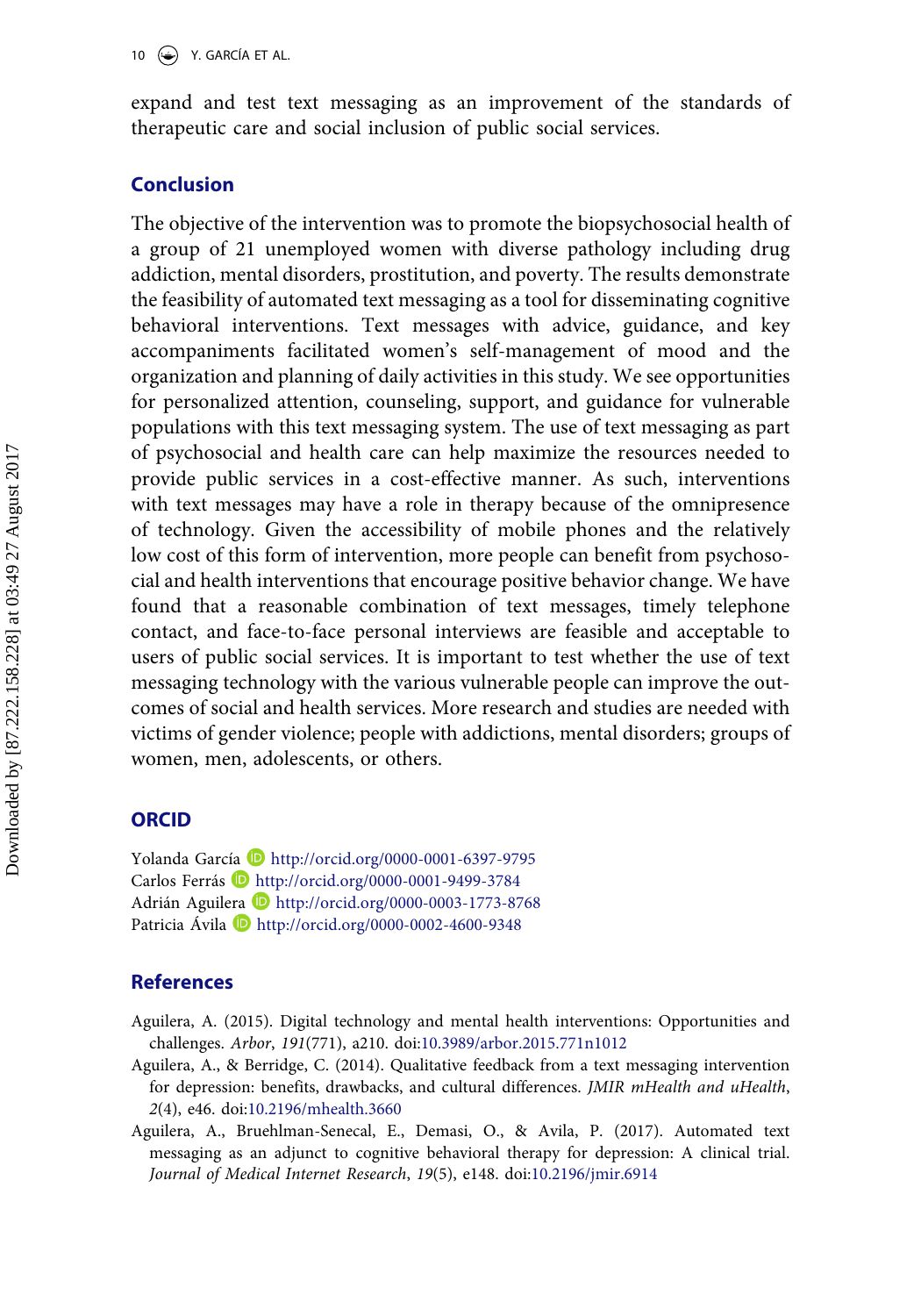expand and test text messaging as an improvement of the standards of therapeutic care and social inclusion of public social services.

## Conclusion

The objective of the intervention was to promote the biopsychosocial health of a group of 21 unemployed women with diverse pathology including drug addiction, mental disorders, prostitution, and poverty. The results demonstrate the feasibility of automated text messaging as a tool for disseminating cognitive behavioral interventions. Text messages with advice, guidance, and key accompaniments facilitated women's self-management of mood and the organization and planning of daily activities in this study. We see opportunities for personalized attention, counseling, support, and guidance for vulnerable populations with this text messaging system. The use of text messaging as part of psychosocial and health care can help maximize the resources needed to provide public services in a cost-effective manner. As such, interventions with text messages may have a role in therapy because of the omnipresence of technology. Given the accessibility of mobile phones and the relatively low cost of this form of intervention, more people can benefit from psychosocial and health interventions that encourage positive behavior change. We have found that a reasonable combination of text messages, timely telephone contact, and face-to-face personal interviews are feasible and acceptable to users of public social services. It is important to test whether the use of text messaging technology with the various vulnerable people can improve the outcomes of social and health services. More research and studies are needed with victims of gender violence; people with addictions, mental disorders; groups of women, men, adolescents, or others.

## ORCID

Yolanda García http://orcid.org/0000-0001-6397-9795
Carlos Ferrás http://orcid.org/0000-0001-9499-3784
Adrián Aguilera http://orcid.org/0000-0003-1773-8768
Patricia Ávila http://orcid.org/0000-0002-4600-9348

## References

Aguilera, A. (2015). Digital technology and mental health interventions: Opportunities and challenges. *Arbor*, *191*(771), a210. doi:10.3989/arbor.2015.771n1012

Aguilera, A., & Berridge, C. (2014). Qualitative feedback from a text messaging intervention for depression: benefits, drawbacks, and cultural differences. *JMIR mHealth and uHealth*, *2*(4), e46. doi:10.2196/mhealth.3660

Aguilera, A., Bruehlman-Senecal, E., Demasi, O., & Avila, P. (2017). Automated text messaging as an adjunct to cognitive behavioral therapy for depression: A clinical trial. *Journal of Medical Internet Research*, *19*(5), e148. doi:10.2196/jmir.6914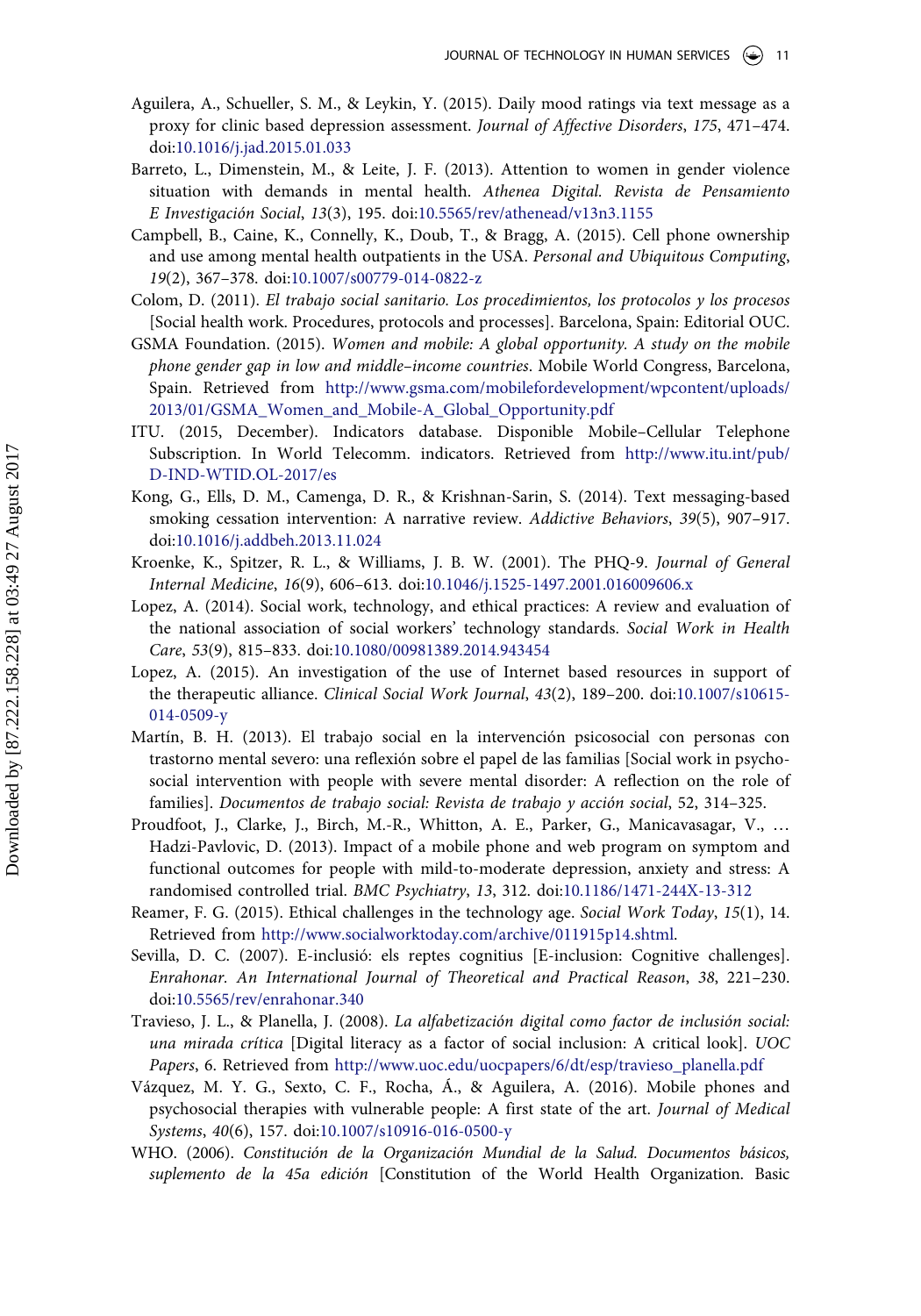Aguilera, A., Schueller, S. M., & Leykin, Y. (2015). Daily mood ratings via text message as a proxy for clinic based depression assessment. *Journal of Affective Disorders*, *175*, 471–474. doi:10.1016/j.jad.2015.01.033

Barreto, L., Dimenstein, M., & Leite, J. F. (2013). Attention to women in gender violence situation with demands in mental health. *Athenea Digital. Revista de Pensamiento E Investigación Social*, *13*(3), 195. doi:10.5565/rev/athenead/v13n3.1155

Campbell, B., Caine, K., Connelly, K., Doub, T., & Bragg, A. (2015). Cell phone ownership and use among mental health outpatients in the USA. *Personal and Ubiquitous Computing*, *19*(2), 367–378. doi:10.1007/s00779-014-0822-z

Colom, D. (2011). *El trabajo social sanitario. Los procedimientos, los protocolos y los procesos* [Social health work. Procedures, protocols and processes]. Barcelona, Spain: Editorial OUC.

GSMA Foundation. (2015). *Women and mobile: A global opportunity. A study on the mobile phone gender gap in low and middle–income countries*. Mobile World Congress, Barcelona, Spain. Retrieved from http://www.gsma.com/mobilefordevelopment/wpcontent/uploads/2013/01/GSMA_Women_and_Mobile-A_Global_Opportunity.pdf

ITU. (2015, December). Indicators database. Disponible Mobile–Cellular Telephone Subscription. In World Telecomm. indicators. Retrieved from http://www.itu.int/pub/D-IND-WTID.OL-2017/es

Kong, G., Ells, D. M., Camenga, D. R., & Krishnan-Sarin, S. (2014). Text messaging-based smoking cessation intervention: A narrative review. *Addictive Behaviors*, *39*(5), 907–917. doi:10.1016/j.addbeh.2013.11.024

Kroenke, K., Spitzer, R. L., & Williams, J. B. W. (2001). The PHQ-9. *Journal of General Internal Medicine*, *16*(9), 606–613. doi:10.1046/j.1525-1497.2001.016009606.x

Lopez, A. (2014). Social work, technology, and ethical practices: A review and evaluation of the national association of social workers' technology standards. *Social Work in Health Care*, *53*(9), 815–833. doi:10.1080/00981389.2014.943454

Lopez, A. (2015). An investigation of the use of Internet based resources in support of the therapeutic alliance. *Clinical Social Work Journal*, *43*(2), 189–200. doi:10.1007/s10615-014-0509-y

Martín, B. H. (2013). El trabajo social en la intervención psicosocial con personas con trastorno mental severo: una reflexión sobre el papel de las familias [Social work in psycho-social intervention with people with severe mental disorder: A reflection on the role of families]. *Documentos de trabajo social: Revista de trabajo y acción social*, 52, 314–325.

Proudfoot, J., Clarke, J., Birch, M.-R., Whitton, A. E., Parker, G., Manicavasagar, V., … Hadzi-Pavlovic, D. (2013). Impact of a mobile phone and web program on symptom and functional outcomes for people with mild-to-moderate depression, anxiety and stress: A randomised controlled trial. *BMC Psychiatry*, *13*, 312. doi:10.1186/1471-244X-13-312

Reamer, F. G. (2015). Ethical challenges in the technology age. *Social Work Today*, *15*(1), 14. Retrieved from http://www.socialworktoday.com/archive/011915p14.shtml.

Sevilla, D. C. (2007). E-inclusió: els reptes cognitius [E-inclusion: Cognitive challenges]. *Enrahonar. An International Journal of Theoretical and Practical Reason*, *38*, 221–230. doi:10.5565/rev/enrahonar.340

Travieso, J. L., & Planella, J. (2008). *La alfabetización digital como factor de inclusión social: una mirada crítica* [Digital literacy as a factor of social inclusion: A critical look]. *UOC Papers*, 6. Retrieved from http://www.uoc.edu/uocpapers/6/dt/esp/travieso_planella.pdf

Vázquez, M. Y. G., Sexto, C. F., Rocha, Á., & Aguilera, A. (2016). Mobile phones and psychosocial therapies with vulnerable people: A first state of the art. *Journal of Medical Systems*, *40*(6), 157. doi:10.1007/s10916-016-0500-y

WHO. (2006). *Constitución de la Organización Mundial de la Salud. Documentos básicos, suplemento de la 45a edición* [Constitution of the World Health Organization. Basic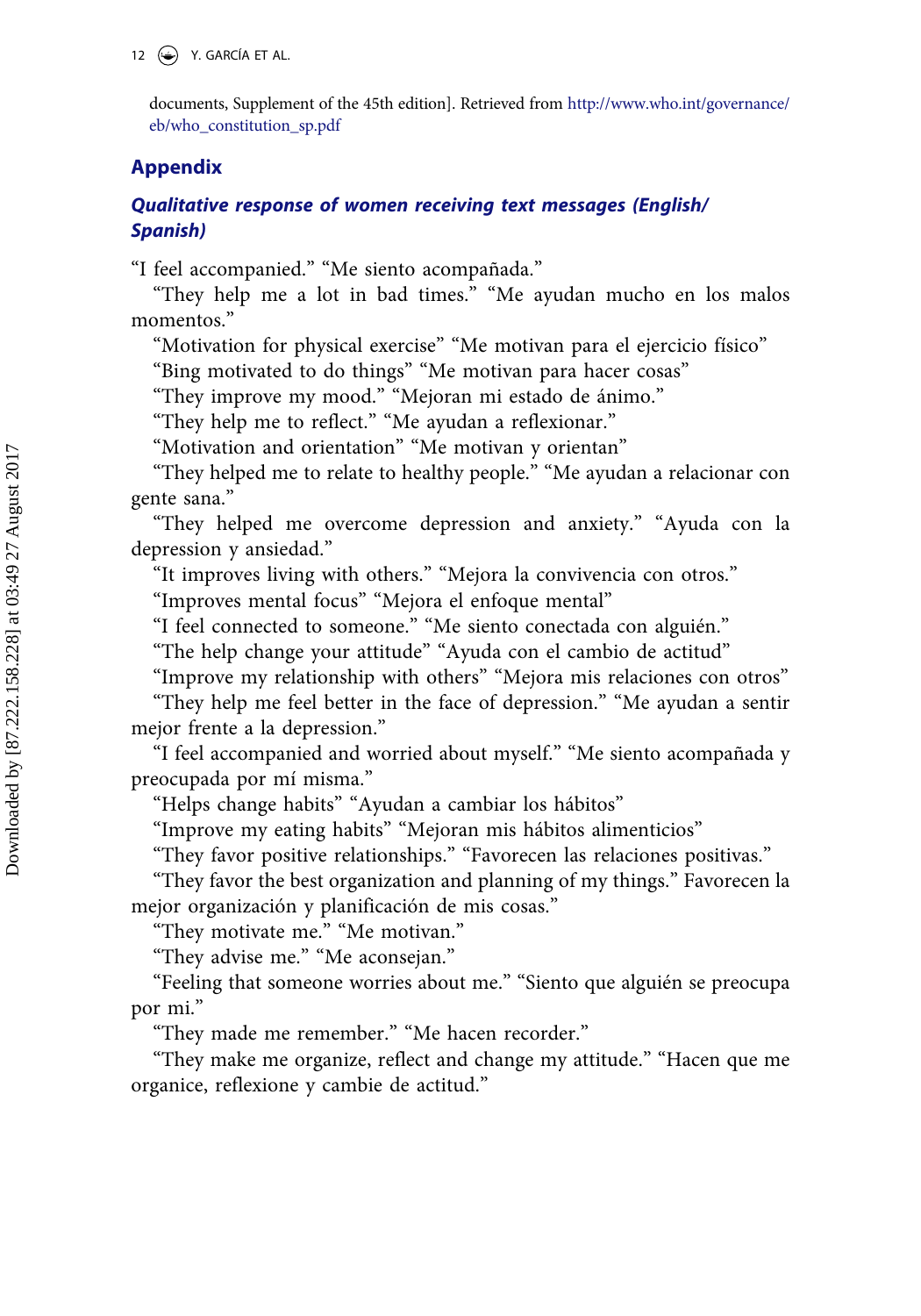documents, Supplement of the 45th edition]. Retrieved from http://www.who.int/governance/eb/who_constitution_sp.pdf

## Appendix

### *Qualitative response of women receiving text messages (English/Spanish)*

"I feel accompanied." "Me siento acompañada."

"They help me a lot in bad times." "Me ayudan mucho en los malos momentos."

"Motivation for physical exercise" "Me motivan para el ejercicio físico"

"Bing motivated to do things" "Me motivan para hacer cosas"

"They improve my mood." "Mejoran mi estado de ánimo."

"They help me to reflect." "Me ayudan a reflexionar."

"Motivation and orientation" "Me motivan y orientan"

"They helped me to relate to healthy people." "Me ayudan a relacionar con gente sana."

"They helped me overcome depression and anxiety." "Ayuda con la depression y ansiedad."

"It improves living with others." "Mejora la convivencia con otros."

"Improves mental focus" "Mejora el enfoque mental"

"I feel connected to someone." "Me siento conectada con alguién."

"The help change your attitude" "Ayuda con el cambio de actitud"

"Improve my relationship with others" "Mejora mis relaciones con otros"

"They help me feel better in the face of depression." "Me ayudan a sentir mejor frente a la depression."

"I feel accompanied and worried about myself." "Me siento acompañada y preocupada por mí misma."

"Helps change habits" "Ayudan a cambiar los hábitos"

"Improve my eating habits" "Mejoran mis hábitos alimenticios"

"They favor positive relationships." "Favorecen las relaciones positivas."

"They favor the best organization and planning of my things." Favorecen la mejor organización y planificación de mis cosas."

"They motivate me." "Me motivan."

"They advise me." "Me aconsejan."

"Feeling that someone worries about me." "Siento que alguién se preocupa por mi."

"They made me remember." "Me hacen recorder."

"They make me organize, reflect and change my attitude." "Hacen que me organice, reflexione y cambie de actitud."